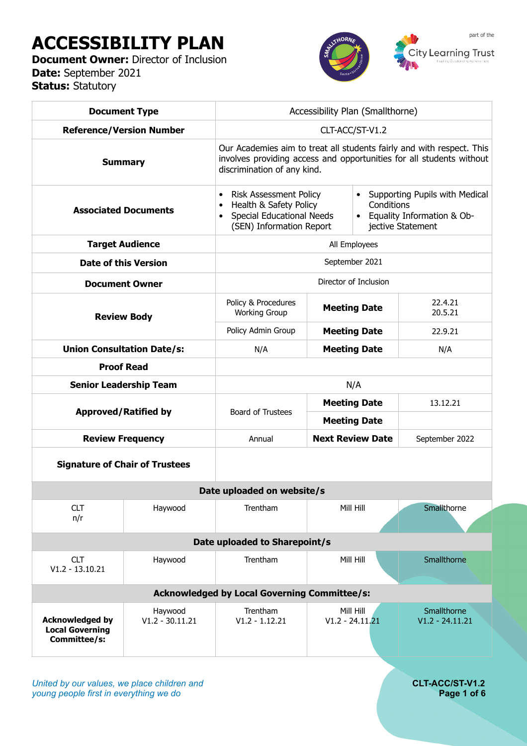# ACCESSIBILITY PLAN

**Document Owner:** Director of Inclusion
**Date:** September 2021
**Status:** Statutory

part of the City Learning Trust

| **Document Type** | Accessibility Plan (Smallthorne) | | | |
|---|---|---|---|---|
| **Reference/Version Number** | CLT-ACC/ST-V1.2 | | | |
| **Summary** | Our Academies aim to treat all students fairly and with respect. This involves providing access and opportunities for all students without discrimination of any kind. | | | |
| **Associated Documents** | • Risk Assessment Policy<br>• Health & Safety Policy<br>• Special Educational Needs (SEN) Information Report | • Supporting Pupils with Medical Conditions<br>• Equality Information & Objective Statement | | |
| **Target Audience** | All Employees | | | |
| **Date of this Version** | September 2021 | | | |
| **Document Owner** | Director of Inclusion | | | |
| **Review Body** | Policy & Procedures Working Group | **Meeting Date** | 22.4.21<br>20.5.21 | |
| | Policy Admin Group | **Meeting Date** | 22.9.21 | |
| **Union Consultation Date/s:** | N/A | **Meeting Date** | N/A | |
| **Proof Read** | | | | |
| **Senior Leadership Team** | N/A | | | |
| **Approved/Ratified by** | Board of Trustees | **Meeting Date** | 13.12.21 | |
| | | **Meeting Date** | | |
| **Review Frequency** | Annual | **Next Review Date** | September 2022 | |
| **Signature of Chair of Trustees** | | | | |

| **Date uploaded on website/s** | | | | |
|---|---|---|---|---|
| CLT<br>n/r | Haywood | Trentham | Mill Hill | Smallthorne |

| **Date uploaded to Sharepoint/s** | | | | |
|---|---|---|---|---|
| CLT<br>V1.2 - 13.10.21 | Haywood | Trentham | Mill Hill | Smallthorne |

| **Acknowledged by Local Governing Committee/s:** | | | | |
|---|---|---|---|---|
| **Acknowledged by Local Governing Committee/s:** | Haywood<br>V1.2 - 30.11.21 | Trentham<br>V1.2 - 1.12.21 | Mill Hill<br>V1.2 - 24.11.21 | Smallthorne<br>V1.2 - 24.11.21 |

*United by our values, we place children and young people first in everything we do*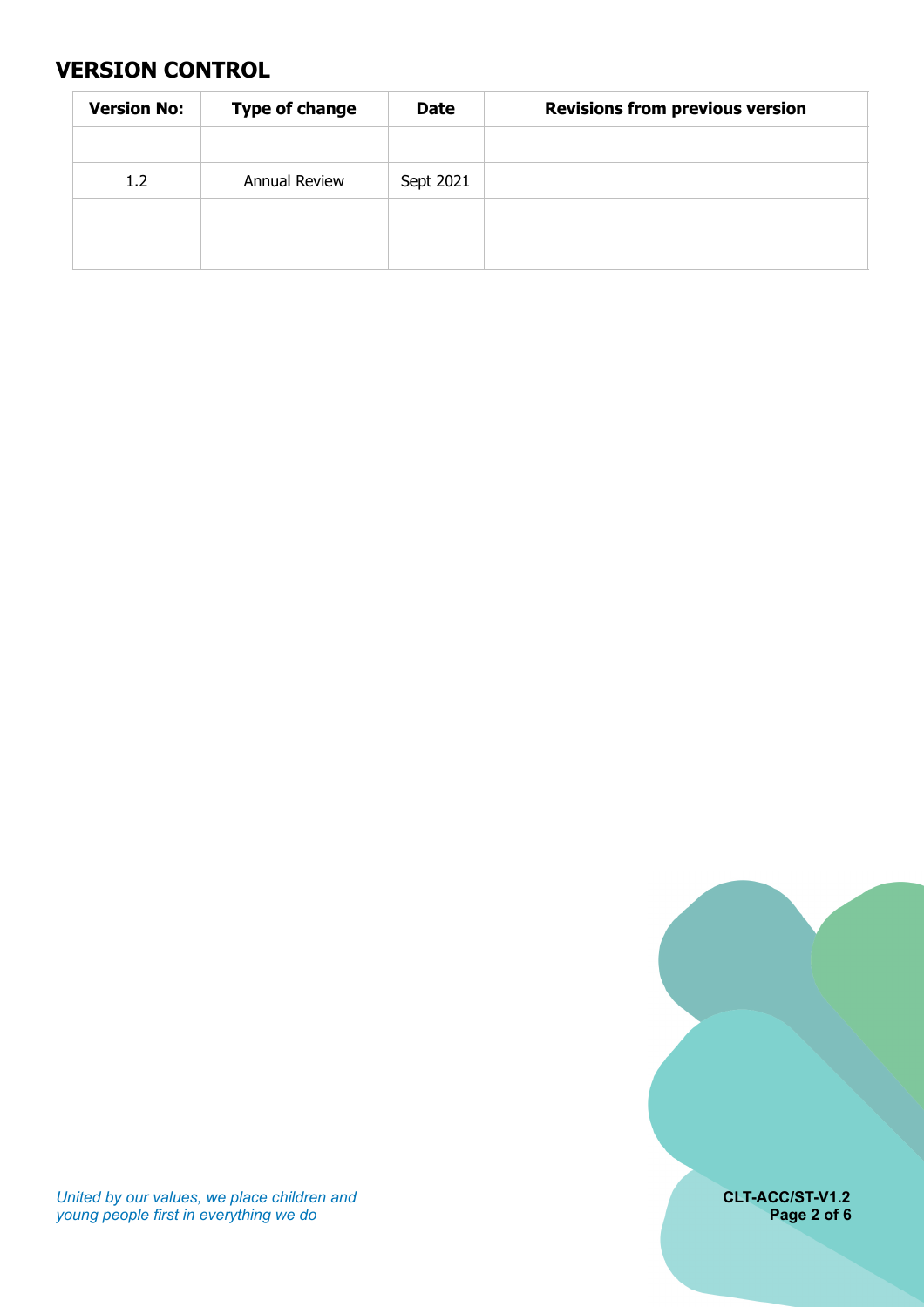## VERSION CONTROL

| Version No: | Type of change | Date | Revisions from previous version |
|---|---|---|---|
| | | | |
| 1.2 | Annual Review | Sept 2021 | |
| | | | |
| | | | |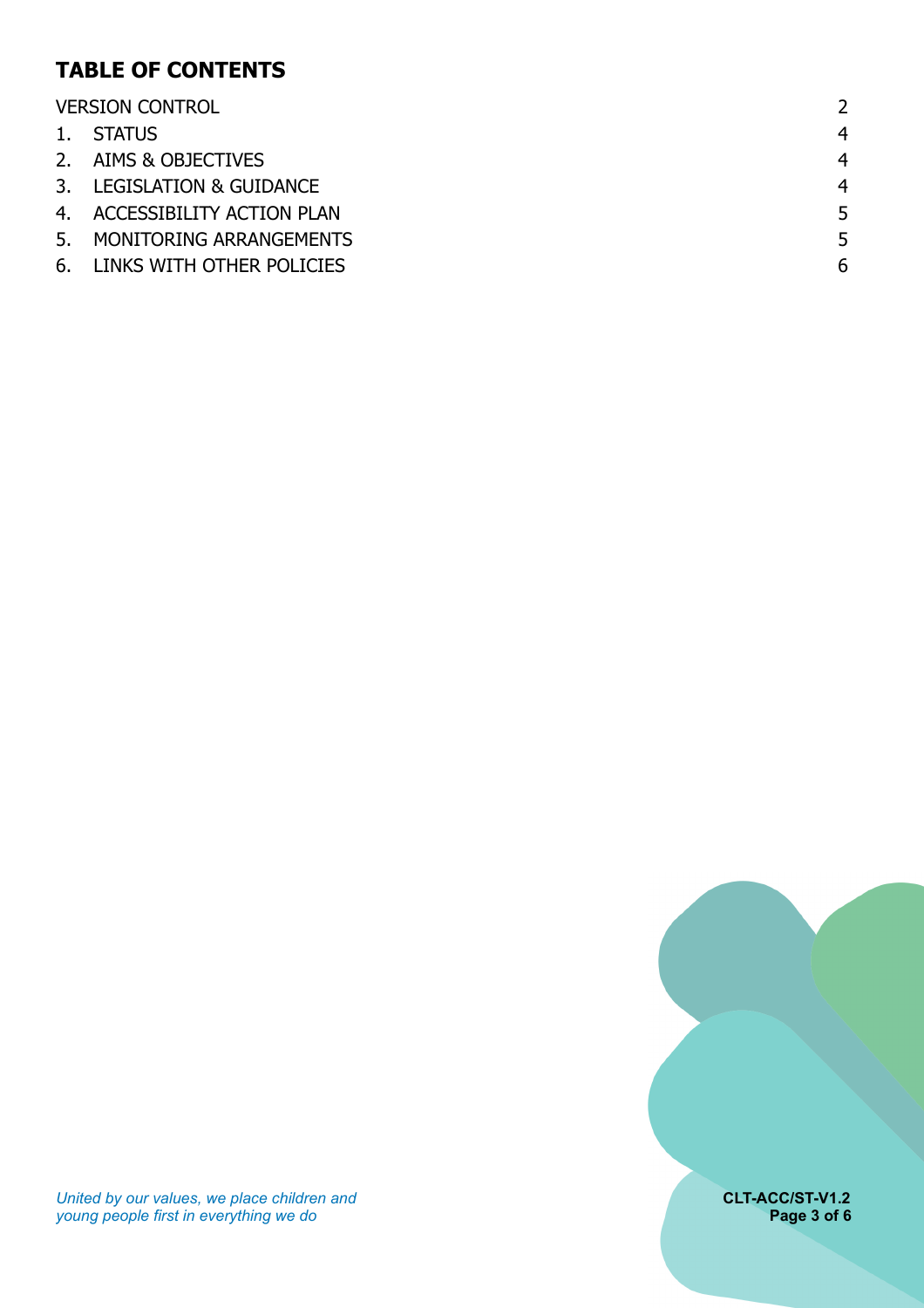## TABLE OF CONTENTS

| | |
|---|---|
| VERSION CONTROL | 2 |
| 1. STATUS | 4 |
| 2. AIMS & OBJECTIVES | 4 |
| 3. LEGISLATION & GUIDANCE | 4 |
| 4. ACCESSIBILITY ACTION PLAN | 5 |
| 5. MONITORING ARRANGEMENTS | 5 |
| 6. LINKS WITH OTHER POLICIES | 6 |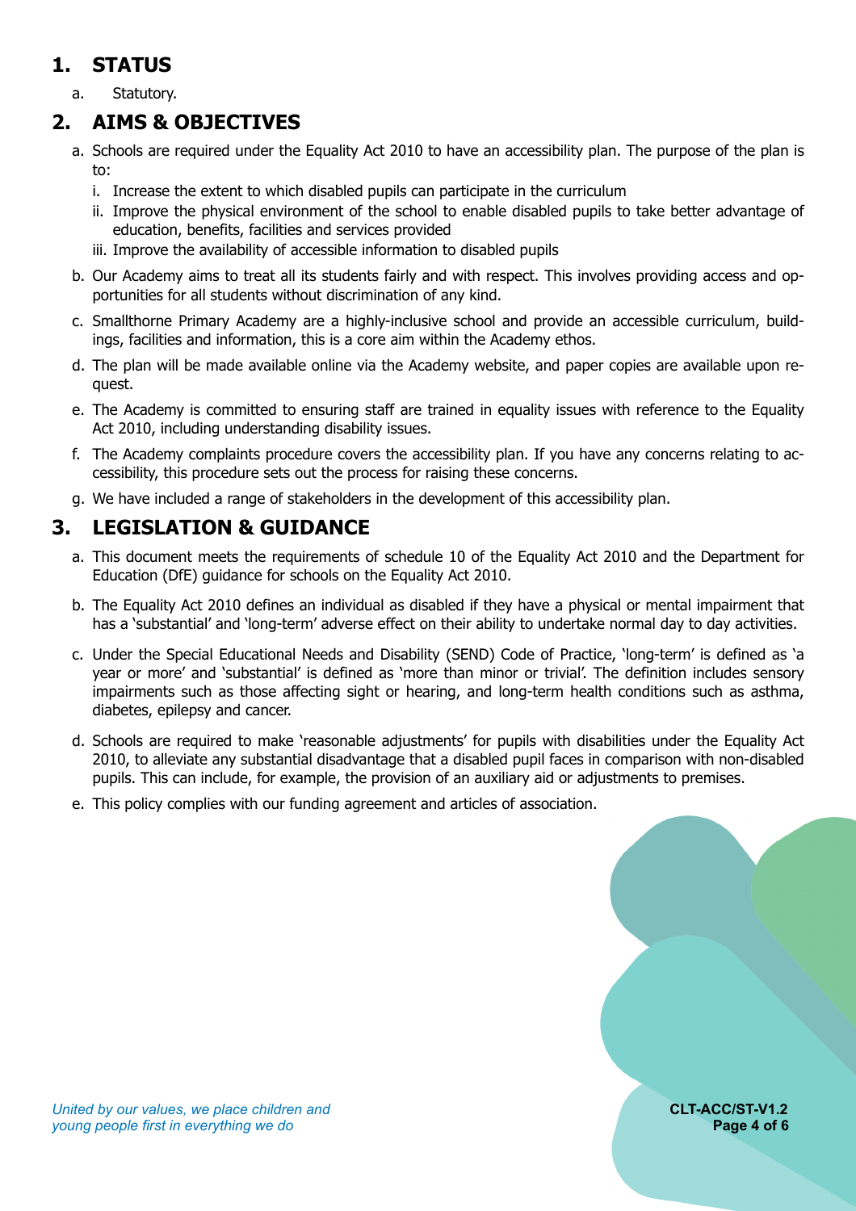## 1. STATUS

a. Statutory.

## 2. AIMS & OBJECTIVES

a. Schools are required under the Equality Act 2010 to have an accessibility plan. The purpose of the plan is to:

   i. Increase the extent to which disabled pupils can participate in the curriculum

   ii. Improve the physical environment of the school to enable disabled pupils to take better advantage of education, benefits, facilities and services provided

   iii. Improve the availability of accessible information to disabled pupils

b. Our Academy aims to treat all its students fairly and with respect. This involves providing access and opportunities for all students without discrimination of any kind.

c. Smallthorne Primary Academy are a highly-inclusive school and provide an accessible curriculum, buildings, facilities and information, this is a core aim within the Academy ethos.

d. The plan will be made available online via the Academy website, and paper copies are available upon request.

e. The Academy is committed to ensuring staff are trained in equality issues with reference to the Equality Act 2010, including understanding disability issues.

f. The Academy complaints procedure covers the accessibility plan. If you have any concerns relating to accessibility, this procedure sets out the process for raising these concerns.

g. We have included a range of stakeholders in the development of this accessibility plan.

## 3. LEGISLATION & GUIDANCE

a. This document meets the requirements of schedule 10 of the Equality Act 2010 and the Department for Education (DfE) guidance for schools on the Equality Act 2010.

b. The Equality Act 2010 defines an individual as disabled if they have a physical or mental impairment that has a 'substantial' and 'long-term' adverse effect on their ability to undertake normal day to day activities.

c. Under the Special Educational Needs and Disability (SEND) Code of Practice, 'long-term' is defined as 'a year or more' and 'substantial' is defined as 'more than minor or trivial'. The definition includes sensory impairments such as those affecting sight or hearing, and long-term health conditions such as asthma, diabetes, epilepsy and cancer.

d. Schools are required to make 'reasonable adjustments' for pupils with disabilities under the Equality Act 2010, to alleviate any substantial disadvantage that a disabled pupil faces in comparison with non-disabled pupils. This can include, for example, the provision of an auxiliary aid or adjustments to premises.

e. This policy complies with our funding agreement and articles of association.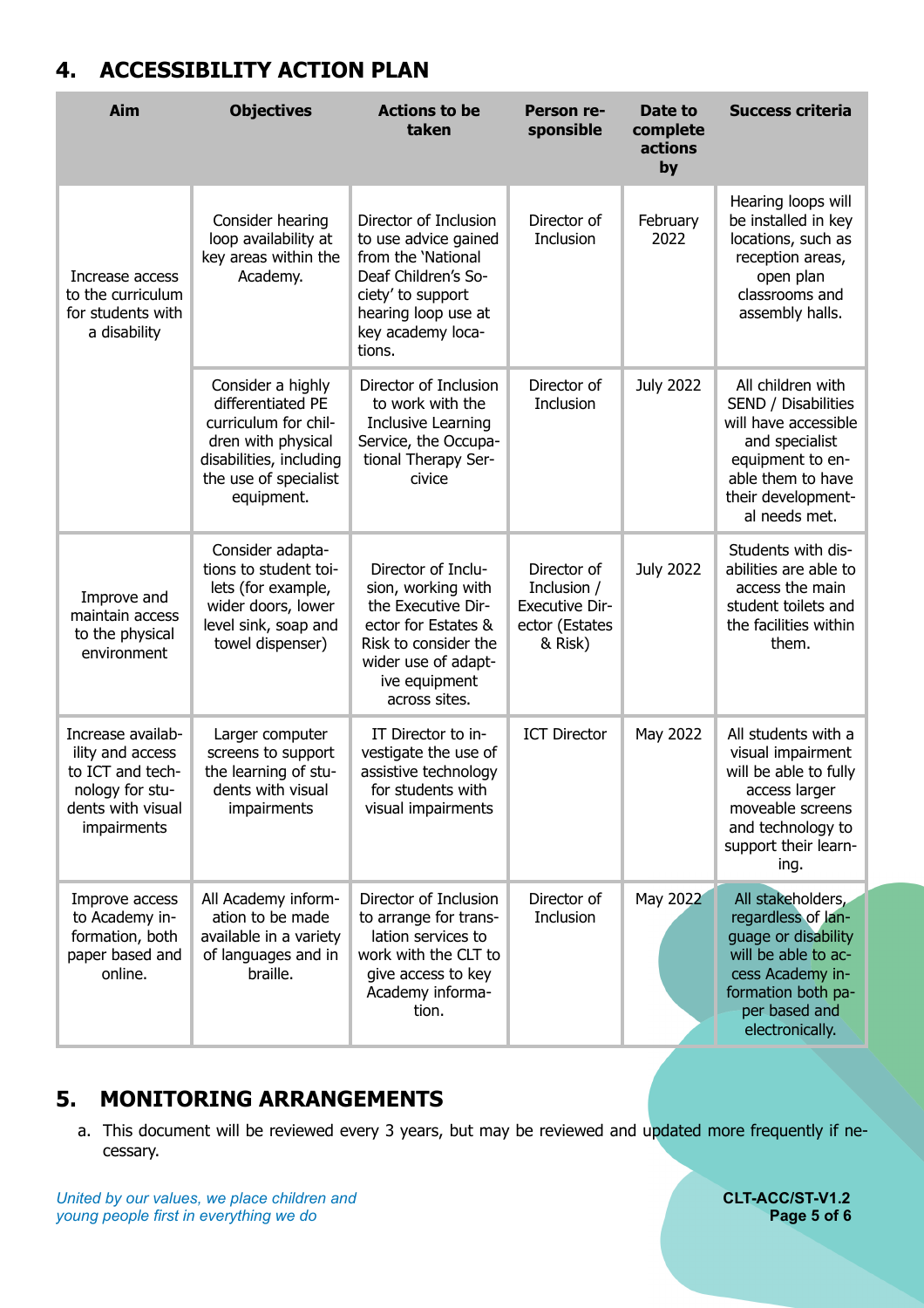## 4. ACCESSIBILITY ACTION PLAN

| Aim | Objectives | Actions to be taken | Person responsible | Date to complete actions by | Success criteria |
|---|---|---|---|---|---|
| Increase access to the curriculum for students with a disability | Consider hearing loop availability at key areas within the Academy. | Director of Inclusion to use advice gained from the 'National Deaf Children's Society' to support hearing loop use at key academy locations. | Director of Inclusion | February 2022 | Hearing loops will be installed in key locations, such as reception areas, open plan classrooms and assembly halls. |
| | Consider a highly differentiated PE curriculum for children with physical disabilities, including the use of specialist equipment. | Director of Inclusion to work with the Inclusive Learning Service, the Occupational Therapy Sercivice | Director of Inclusion | July 2022 | All children with SEND / Disabilities will have accessible and specialist equipment to enable them to have their developmental needs met. |
| Improve and maintain access to the physical environment | Consider adaptations to student toilets (for example, wider doors, lower level sink, soap and towel dispenser) | Director of Inclusion, working with the Executive Director for Estates & Risk to consider the wider use of adaptive equipment across sites. | Director of Inclusion / Executive Director (Estates & Risk) | July 2022 | Students with disabilities are able to access the main student toilets and the facilities within them. |
| Increase availability and access to ICT and technology for students with visual impairments | Larger computer screens to support the learning of students with visual impairments | IT Director to investigate the use of assistive technology for students with visual impairments | ICT Director | May 2022 | All students with a visual impairment will be able to fully access larger moveable screens and technology to support their learning. |
| Improve access to Academy information, both paper based and online. | All Academy information to be made available in a variety of languages and in braille. | Director of Inclusion to arrange for translation services to work with the CLT to give access to key Academy information. | Director of Inclusion | May 2022 | All stakeholders, regardless of language or disability will be able to access Academy information both paper based and electronically. |

## 5. MONITORING ARRANGEMENTS

a. This document will be reviewed every 3 years, but may be reviewed and updated more frequently if necessary.

*United by our values, we place children and young people first in everything we do*

**CLT-ACC/ST-V1.2**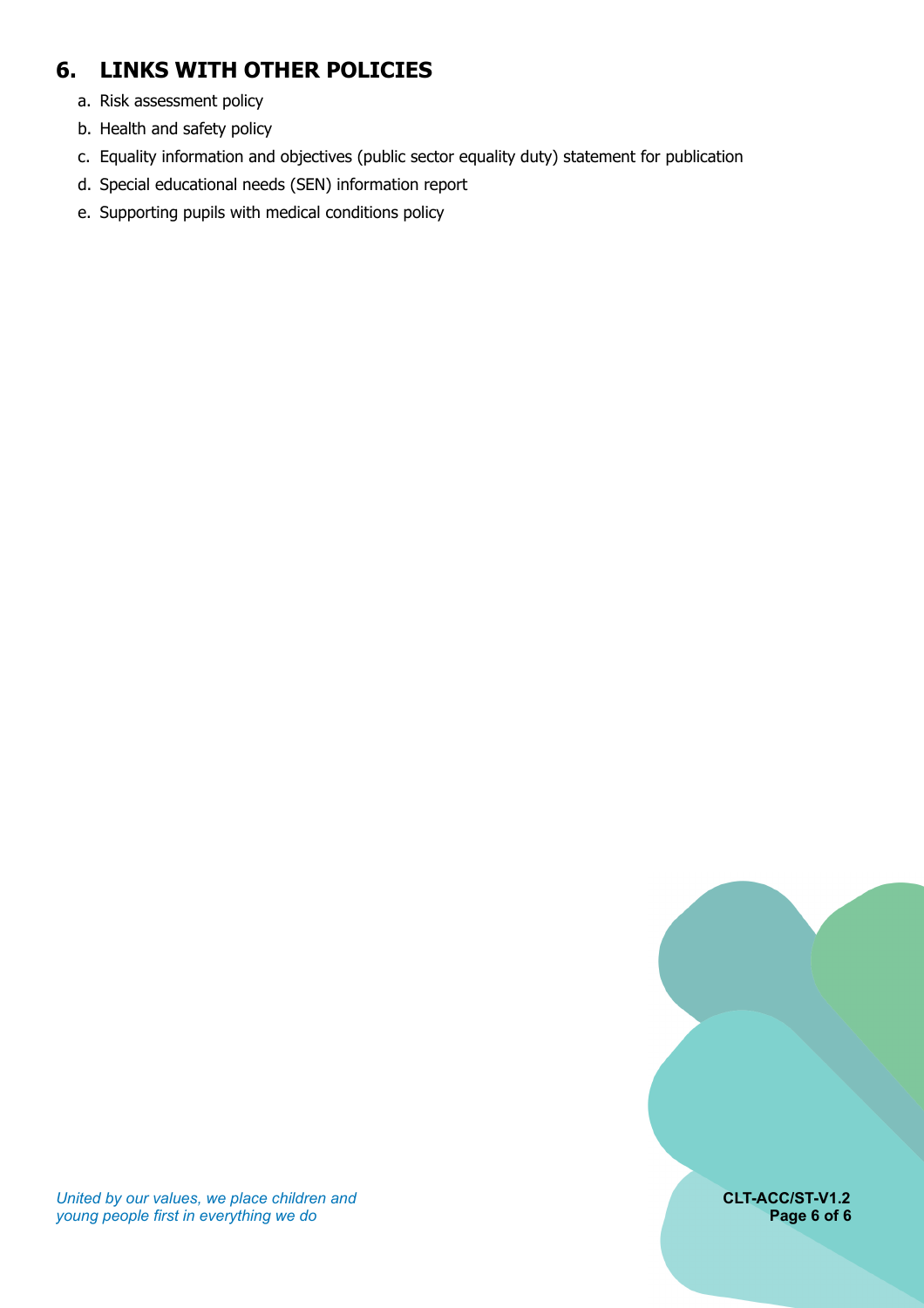## 6. LINKS WITH OTHER POLICIES

a. Risk assessment policy
b. Health and safety policy
c. Equality information and objectives (public sector equality duty) statement for publication
d. Special educational needs (SEN) information report
e. Supporting pupils with medical conditions policy